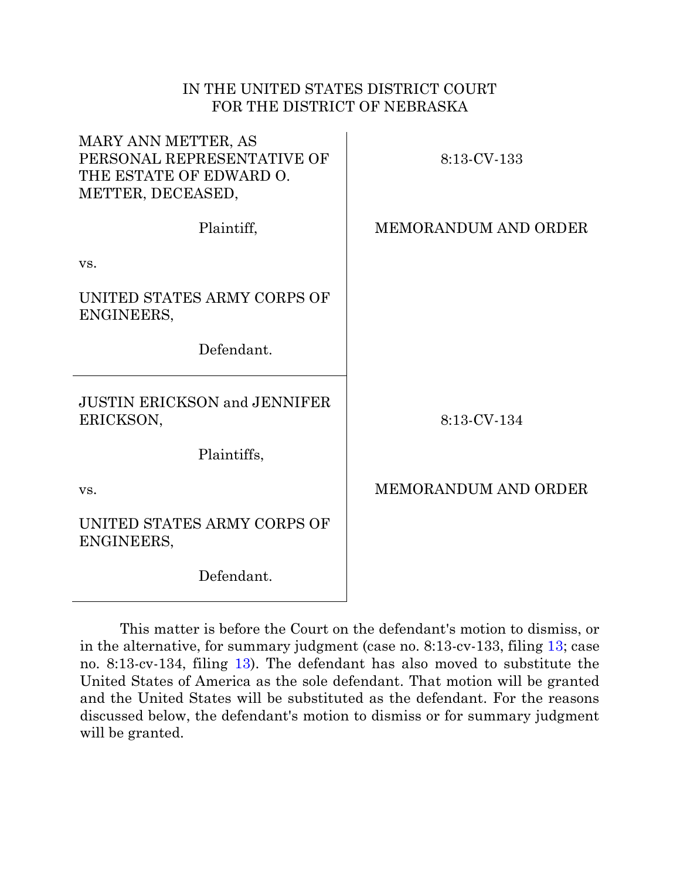IN THE UNITED STATES DISTRICT COURT
FOR THE DISTRICT OF NEBRASKA

| | |
|---|---|
| MARY ANN METTER, AS PERSONAL REPRESENTATIVE OF THE ESTATE OF EDWARD O. METTER, DECEASED,<br><br>Plaintiff,<br><br>vs.<br><br>UNITED STATES ARMY CORPS OF ENGINEERS,<br><br>Defendant. | 8:13-CV-133<br><br>MEMORANDUM AND ORDER |
| JUSTIN ERICKSON and JENNIFER ERICKSON,<br><br>Plaintiffs,<br><br>vs.<br><br>UNITED STATES ARMY CORPS OF ENGINEERS,<br><br>Defendant. | 8:13-CV-134<br><br>MEMORANDUM AND ORDER |

This matter is before the Court on the defendant's motion to dismiss, or in the alternative, for summary judgment (case no. 8:13-cv-133, filing 13; case no. 8:13-cv-134, filing 13). The defendant has also moved to substitute the United States of America as the sole defendant. That motion will be granted and the United States will be substituted as the defendant. For the reasons discussed below, the defendant's motion to dismiss or for summary judgment will be granted.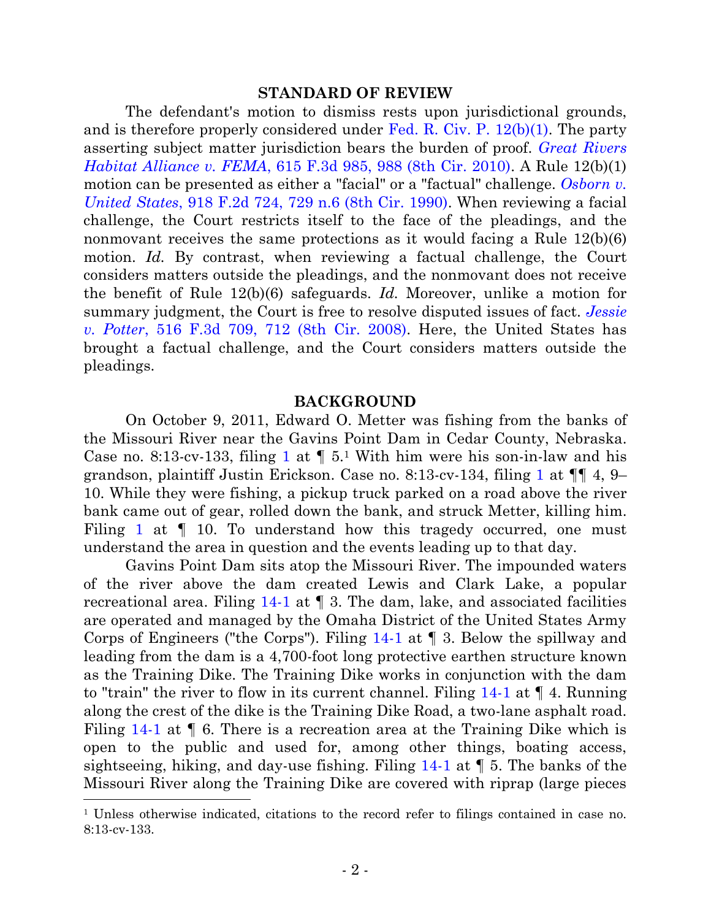## STANDARD OF REVIEW

The defendant's motion to dismiss rests upon jurisdictional grounds, and is therefore properly considered under Fed. R. Civ. P. 12(b)(1). The party asserting subject matter jurisdiction bears the burden of proof. *Great Rivers Habitat Alliance v. FEMA*, 615 F.3d 985, 988 (8th Cir. 2010). A Rule 12(b)(1) motion can be presented as either a "facial" or a "factual" challenge. *Osborn v. United States*, 918 F.2d 724, 729 n.6 (8th Cir. 1990). When reviewing a facial challenge, the Court restricts itself to the face of the pleadings, and the nonmovant receives the same protections as it would facing a Rule 12(b)(6) motion. *Id.* By contrast, when reviewing a factual challenge, the Court considers matters outside the pleadings, and the nonmovant does not receive the benefit of Rule 12(b)(6) safeguards. *Id.* Moreover, unlike a motion for summary judgment, the Court is free to resolve disputed issues of fact. *Jessie v. Potter*, 516 F.3d 709, 712 (8th Cir. 2008). Here, the United States has brought a factual challenge, and the Court considers matters outside the pleadings.

## BACKGROUND

On October 9, 2011, Edward O. Metter was fishing from the banks of the Missouri River near the Gavins Point Dam in Cedar County, Nebraska. Case no. 8:13-cv-133, filing 1 at ¶ 5.[1] With him were his son-in-law and his grandson, plaintiff Justin Erickson. Case no. 8:13-cv-134, filing 1 at ¶¶ 4, 9–10. While they were fishing, a pickup truck parked on a road above the river bank came out of gear, rolled down the bank, and struck Metter, killing him. Filing 1 at ¶ 10. To understand how this tragedy occurred, one must understand the area in question and the events leading up to that day.

Gavins Point Dam sits atop the Missouri River. The impounded waters of the river above the dam created Lewis and Clark Lake, a popular recreational area. Filing 14-1 at ¶ 3. The dam, lake, and associated facilities are operated and managed by the Omaha District of the United States Army Corps of Engineers ("the Corps"). Filing 14-1 at ¶ 3. Below the spillway and leading from the dam is a 4,700-foot long protective earthen structure known as the Training Dike. The Training Dike works in conjunction with the dam to "train" the river to flow in its current channel. Filing 14-1 at ¶ 4. Running along the crest of the dike is the Training Dike Road, a two-lane asphalt road. Filing 14-1 at ¶ 6. There is a recreation area at the Training Dike which is open to the public and used for, among other things, boating access, sightseeing, hiking, and day-use fishing. Filing 14-1 at ¶ 5. The banks of the Missouri River along the Training Dike are covered with riprap (large pieces

[1] Unless otherwise indicated, citations to the record refer to filings contained in case no. 8:13-cv-133.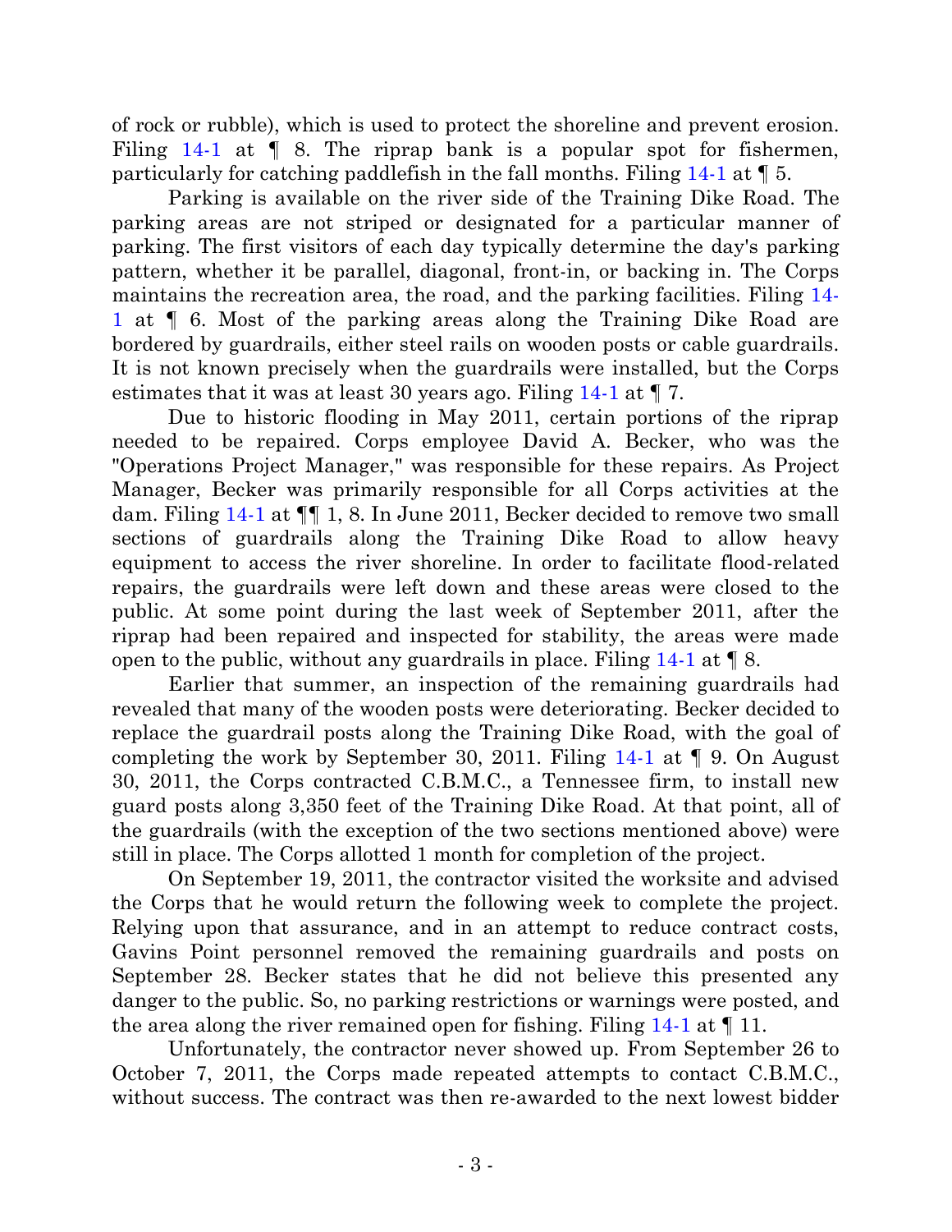of rock or rubble), which is used to protect the shoreline and prevent erosion. Filing 14-1 at ¶ 8. The riprap bank is a popular spot for fishermen, particularly for catching paddlefish in the fall months. Filing 14-1 at ¶ 5.

Parking is available on the river side of the Training Dike Road. The parking areas are not striped or designated for a particular manner of parking. The first visitors of each day typically determine the day's parking pattern, whether it be parallel, diagonal, front-in, or backing in. The Corps maintains the recreation area, the road, and the parking facilities. Filing 14-1 at ¶ 6. Most of the parking areas along the Training Dike Road are bordered by guardrails, either steel rails on wooden posts or cable guardrails. It is not known precisely when the guardrails were installed, but the Corps estimates that it was at least 30 years ago. Filing 14-1 at ¶ 7.

Due to historic flooding in May 2011, certain portions of the riprap needed to be repaired. Corps employee David A. Becker, who was the "Operations Project Manager," was responsible for these repairs. As Project Manager, Becker was primarily responsible for all Corps activities at the dam. Filing 14-1 at ¶¶ 1, 8. In June 2011, Becker decided to remove two small sections of guardrails along the Training Dike Road to allow heavy equipment to access the river shoreline. In order to facilitate flood-related repairs, the guardrails were left down and these areas were closed to the public. At some point during the last week of September 2011, after the riprap had been repaired and inspected for stability, the areas were made open to the public, without any guardrails in place. Filing 14-1 at ¶ 8.

Earlier that summer, an inspection of the remaining guardrails had revealed that many of the wooden posts were deteriorating. Becker decided to replace the guardrail posts along the Training Dike Road, with the goal of completing the work by September 30, 2011. Filing 14-1 at ¶ 9. On August 30, 2011, the Corps contracted C.B.M.C., a Tennessee firm, to install new guard posts along 3,350 feet of the Training Dike Road. At that point, all of the guardrails (with the exception of the two sections mentioned above) were still in place. The Corps allotted 1 month for completion of the project.

On September 19, 2011, the contractor visited the worksite and advised the Corps that he would return the following week to complete the project. Relying upon that assurance, and in an attempt to reduce contract costs, Gavins Point personnel removed the remaining guardrails and posts on September 28. Becker states that he did not believe this presented any danger to the public. So, no parking restrictions or warnings were posted, and the area along the river remained open for fishing. Filing 14-1 at ¶ 11.

Unfortunately, the contractor never showed up. From September 26 to October 7, 2011, the Corps made repeated attempts to contact C.B.M.C., without success. The contract was then re-awarded to the next lowest bidder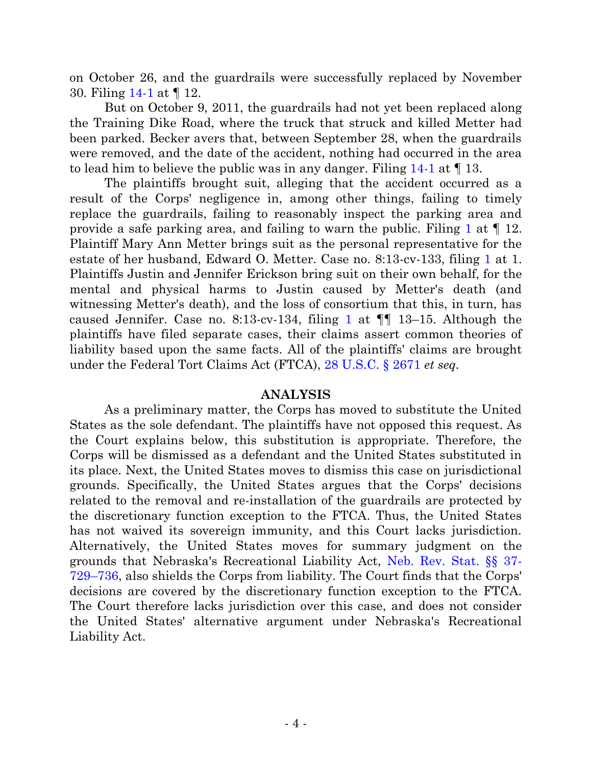on October 26, and the guardrails were successfully replaced by November 30. Filing 14-1 at ¶ 12.

But on October 9, 2011, the guardrails had not yet been replaced along the Training Dike Road, where the truck that struck and killed Metter had been parked. Becker avers that, between September 28, when the guardrails were removed, and the date of the accident, nothing had occurred in the area to lead him to believe the public was in any danger. Filing 14-1 at ¶ 13.

The plaintiffs brought suit, alleging that the accident occurred as a result of the Corps' negligence in, among other things, failing to timely replace the guardrails, failing to reasonably inspect the parking area and provide a safe parking area, and failing to warn the public. Filing 1 at ¶ 12. Plaintiff Mary Ann Metter brings suit as the personal representative for the estate of her husband, Edward O. Metter. Case no. 8:13-cv-133, filing 1 at 1. Plaintiffs Justin and Jennifer Erickson bring suit on their own behalf, for the mental and physical harms to Justin caused by Metter's death (and witnessing Metter's death), and the loss of consortium that this, in turn, has caused Jennifer. Case no. 8:13-cv-134, filing 1 at ¶¶ 13–15. Although the plaintiffs have filed separate cases, their claims assert common theories of liability based upon the same facts. All of the plaintiffs' claims are brought under the Federal Tort Claims Act (FTCA), 28 U.S.C. § 2671 *et seq.*

## ANALYSIS

As a preliminary matter, the Corps has moved to substitute the United States as the sole defendant. The plaintiffs have not opposed this request. As the Court explains below, this substitution is appropriate. Therefore, the Corps will be dismissed as a defendant and the United States substituted in its place. Next, the United States moves to dismiss this case on jurisdictional grounds. Specifically, the United States argues that the Corps' decisions related to the removal and re-installation of the guardrails are protected by the discretionary function exception to the FTCA. Thus, the United States has not waived its sovereign immunity, and this Court lacks jurisdiction. Alternatively, the United States moves for summary judgment on the grounds that Nebraska's Recreational Liability Act, Neb. Rev. Stat. §§ 37-729–736, also shields the Corps from liability. The Court finds that the Corps' decisions are covered by the discretionary function exception to the FTCA. The Court therefore lacks jurisdiction over this case, and does not consider the United States' alternative argument under Nebraska's Recreational Liability Act.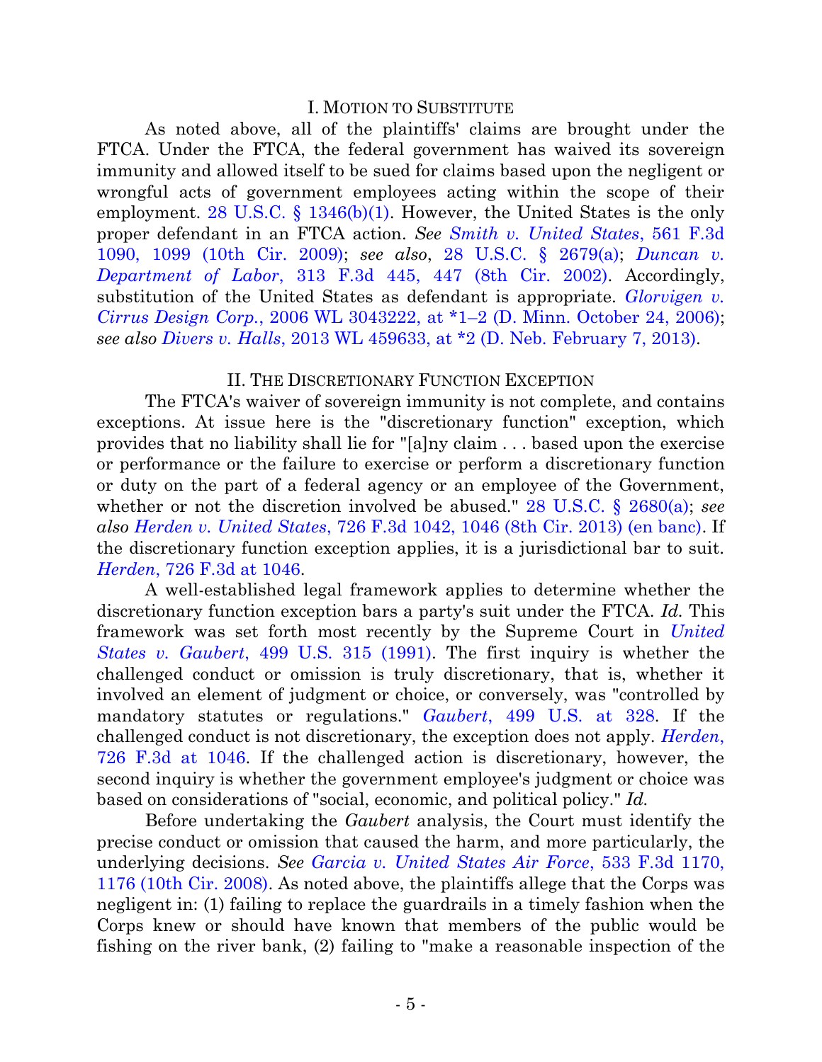## I. MOTION TO SUBSTITUTE

As noted above, all of the plaintiffs' claims are brought under the FTCA. Under the FTCA, the federal government has waived its sovereign immunity and allowed itself to be sued for claims based upon the negligent or wrongful acts of government employees acting within the scope of their employment. 28 U.S.C. § 1346(b)(1). However, the United States is the only proper defendant in an FTCA action. *See Smith v. United States*, 561 F.3d 1090, 1099 (10th Cir. 2009); *see also*, 28 U.S.C. § 2679(a); *Duncan v. Department of Labor*, 313 F.3d 445, 447 (8th Cir. 2002). Accordingly, substitution of the United States as defendant is appropriate. *Glorvigen v. Cirrus Design Corp.*, 2006 WL 3043222, at *1–2 (D. Minn. October 24, 2006); *see also Divers v. Halls*, 2013 WL 459633, at *2 (D. Neb. February 7, 2013).

## II. THE DISCRETIONARY FUNCTION EXCEPTION

The FTCA's waiver of sovereign immunity is not complete, and contains exceptions. At issue here is the "discretionary function" exception, which provides that no liability shall lie for "[a]ny claim . . . based upon the exercise or performance or the failure to exercise or perform a discretionary function or duty on the part of a federal agency or an employee of the Government, whether or not the discretion involved be abused." 28 U.S.C. § 2680(a); *see also Herden v. United States*, 726 F.3d 1042, 1046 (8th Cir. 2013) (en banc). If the discretionary function exception applies, it is a jurisdictional bar to suit. *Herden*, 726 F.3d at 1046.

A well-established legal framework applies to determine whether the discretionary function exception bars a party's suit under the FTCA. *Id.* This framework was set forth most recently by the Supreme Court in *United States v. Gaubert*, 499 U.S. 315 (1991). The first inquiry is whether the challenged conduct or omission is truly discretionary, that is, whether it involved an element of judgment or choice, or conversely, was "controlled by mandatory statutes or regulations." *Gaubert*, 499 U.S. at 328. If the challenged conduct is not discretionary, the exception does not apply. *Herden*, 726 F.3d at 1046. If the challenged action is discretionary, however, the second inquiry is whether the government employee's judgment or choice was based on considerations of "social, economic, and political policy." *Id.*

Before undertaking the *Gaubert* analysis, the Court must identify the precise conduct or omission that caused the harm, and more particularly, the underlying decisions. *See Garcia v. United States Air Force*, 533 F.3d 1170, 1176 (10th Cir. 2008). As noted above, the plaintiffs allege that the Corps was negligent in: (1) failing to replace the guardrails in a timely fashion when the Corps knew or should have known that members of the public would be fishing on the river bank, (2) failing to "make a reasonable inspection of the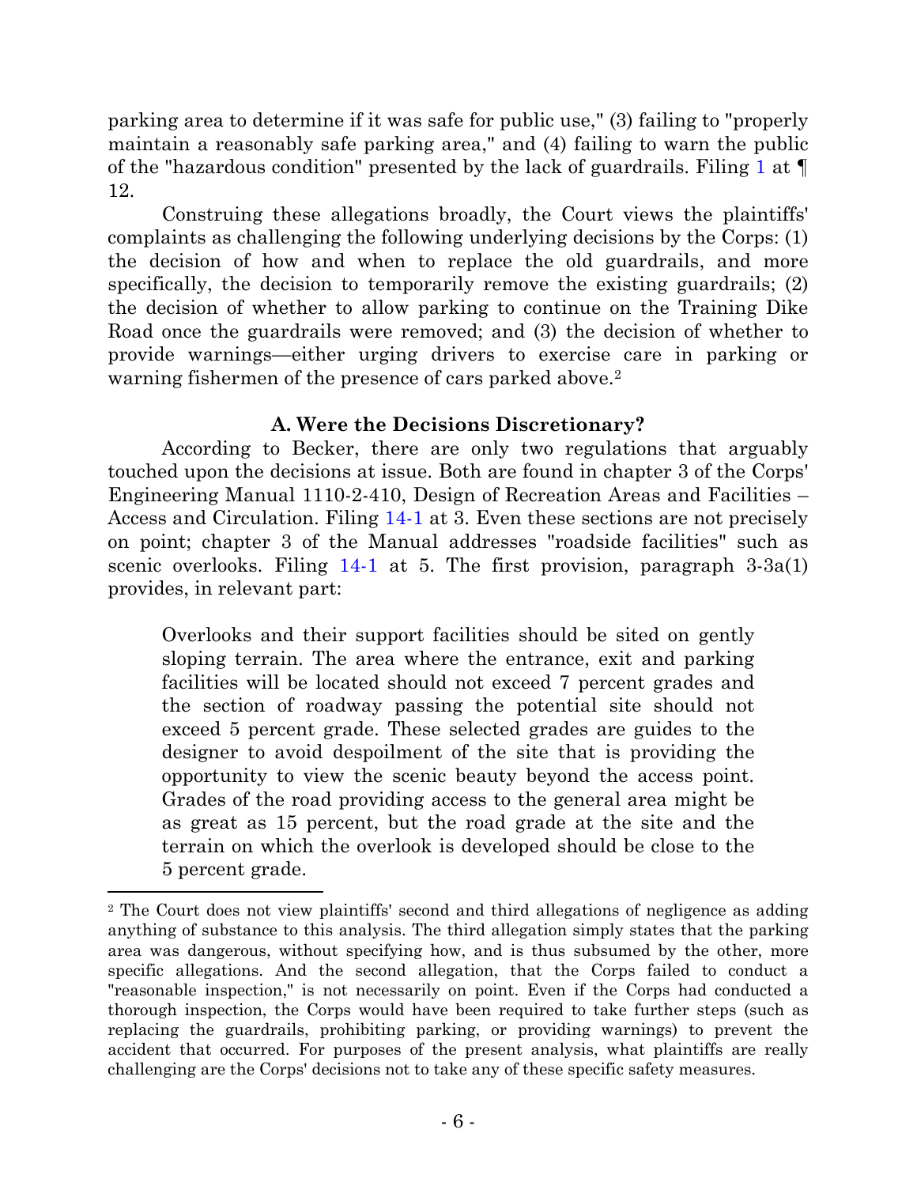parking area to determine if it was safe for public use," (3) failing to "properly maintain a reasonably safe parking area," and (4) failing to warn the public of the "hazardous condition" presented by the lack of guardrails. Filing 1 at ¶ 12.

Construing these allegations broadly, the Court views the plaintiffs' complaints as challenging the following underlying decisions by the Corps: (1) the decision of how and when to replace the old guardrails, and more specifically, the decision to temporarily remove the existing guardrails; (2) the decision of whether to allow parking to continue on the Training Dike Road once the guardrails were removed; and (3) the decision of whether to provide warnings—either urging drivers to exercise care in parking or warning fishermen of the presence of cars parked above.[2]

### A. Were the Decisions Discretionary?

According to Becker, there are only two regulations that arguably touched upon the decisions at issue. Both are found in chapter 3 of the Corps' Engineering Manual 1110-2-410, Design of Recreation Areas and Facilities – Access and Circulation. Filing 14-1 at 3. Even these sections are not precisely on point; chapter 3 of the Manual addresses "roadside facilities" such as scenic overlooks. Filing 14-1 at 5. The first provision, paragraph 3-3a(1) provides, in relevant part:

> Overlooks and their support facilities should be sited on gently sloping terrain. The area where the entrance, exit and parking facilities will be located should not exceed 7 percent grades and the section of roadway passing the potential site should not exceed 5 percent grade. These selected grades are guides to the designer to avoid despoilment of the site that is providing the opportunity to view the scenic beauty beyond the access point. Grades of the road providing access to the general area might be as great as 15 percent, but the road grade at the site and the terrain on which the overlook is developed should be close to the 5 percent grade.

---

[2] The Court does not view plaintiffs' second and third allegations of negligence as adding anything of substance to this analysis. The third allegation simply states that the parking area was dangerous, without specifying how, and is thus subsumed by the other, more specific allegations. And the second allegation, that the Corps failed to conduct a "reasonable inspection," is not necessarily on point. Even if the Corps had conducted a thorough inspection, the Corps would have been required to take further steps (such as replacing the guardrails, prohibiting parking, or providing warnings) to prevent the accident that occurred. For purposes of the present analysis, what plaintiffs are really challenging are the Corps' decisions not to take any of these specific safety measures.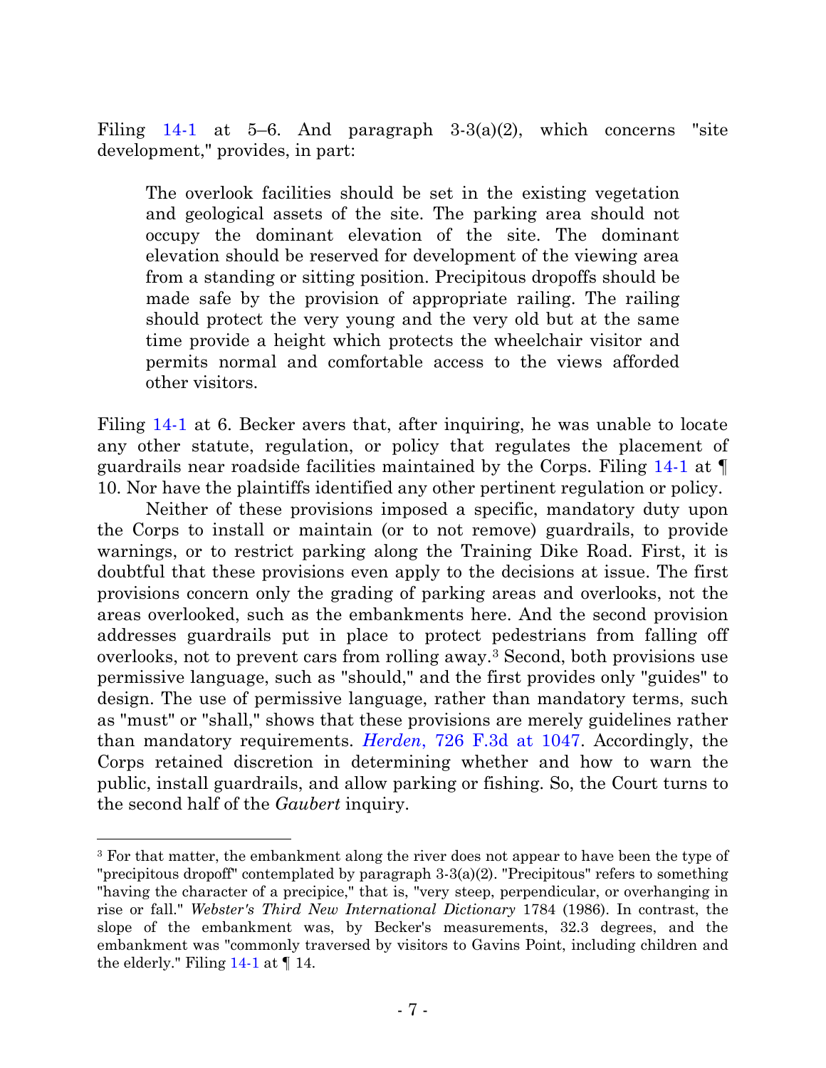Filing 14-1 at 5–6. And paragraph 3-3(a)(2), which concerns "site development," provides, in part:

> The overlook facilities should be set in the existing vegetation and geological assets of the site. The parking area should not occupy the dominant elevation of the site. The dominant elevation should be reserved for development of the viewing area from a standing or sitting position. Precipitous dropoffs should be made safe by the provision of appropriate railing. The railing should protect the very young and the very old but at the same time provide a height which protects the wheelchair visitor and permits normal and comfortable access to the views afforded other visitors.

Filing 14-1 at 6. Becker avers that, after inquiring, he was unable to locate any other statute, regulation, or policy that regulates the placement of guardrails near roadside facilities maintained by the Corps. Filing 14-1 at ¶ 10. Nor have the plaintiffs identified any other pertinent regulation or policy.

Neither of these provisions imposed a specific, mandatory duty upon the Corps to install or maintain (or to not remove) guardrails, to provide warnings, or to restrict parking along the Training Dike Road. First, it is doubtful that these provisions even apply to the decisions at issue. The first provisions concern only the grading of parking areas and overlooks, not the areas overlooked, such as the embankments here. And the second provision addresses guardrails put in place to protect pedestrians from falling off overlooks, not to prevent cars from rolling away.[3] Second, both provisions use permissive language, such as "should," and the first provides only "guides" to design. The use of permissive language, rather than mandatory terms, such as "must" or "shall," shows that these provisions are merely guidelines rather than mandatory requirements. *Herden*, 726 F.3d at 1047. Accordingly, the Corps retained discretion in determining whether and how to warn the public, install guardrails, and allow parking or fishing. So, the Court turns to the second half of the *Gaubert* inquiry.

---

[3] For that matter, the embankment along the river does not appear to have been the type of "precipitous dropoff" contemplated by paragraph 3-3(a)(2). "Precipitous" refers to something "having the character of a precipice," that is, "very steep, perpendicular, or overhanging in rise or fall." *Webster's Third New International Dictionary* 1784 (1986). In contrast, the slope of the embankment was, by Becker's measurements, 32.3 degrees, and the embankment was "commonly traversed by visitors to Gavins Point, including children and the elderly." Filing 14-1 at ¶ 14.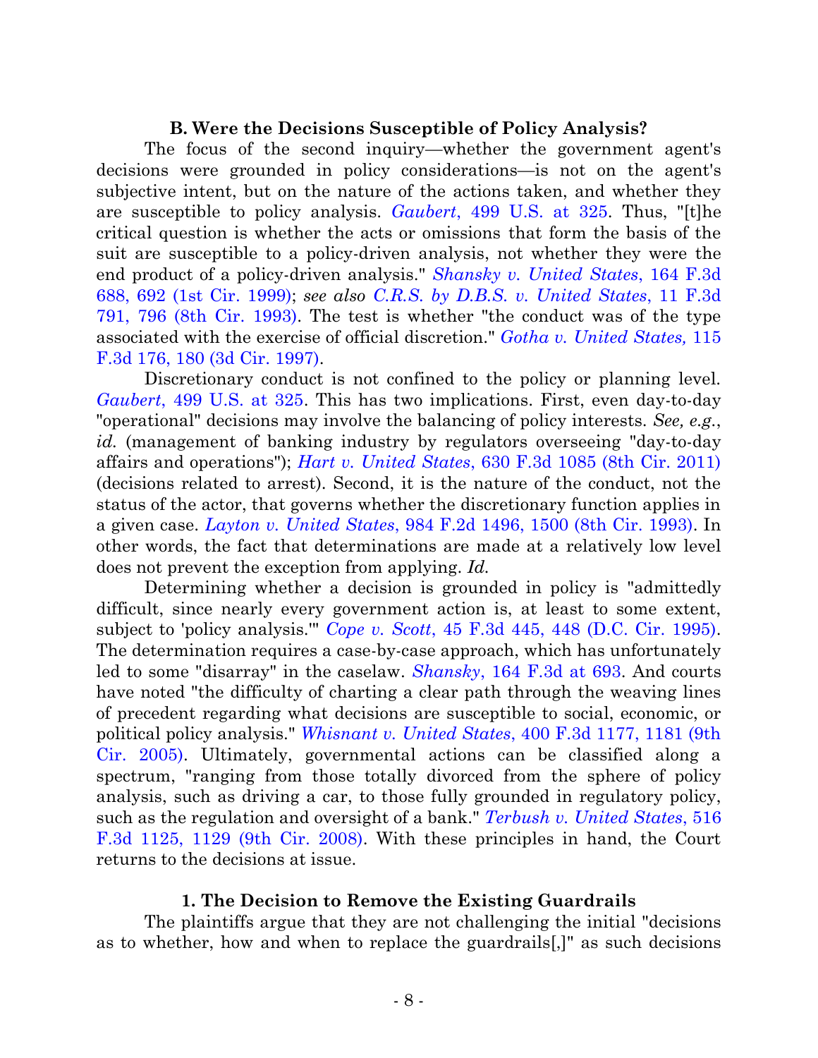### B. Were the Decisions Susceptible of Policy Analysis?

The focus of the second inquiry—whether the government agent's decisions were grounded in policy considerations—is not on the agent's subjective intent, but on the nature of the actions taken, and whether they are susceptible to policy analysis. *Gaubert*, 499 U.S. at 325. Thus, "[t]he critical question is whether the acts or omissions that form the basis of the suit are susceptible to a policy-driven analysis, not whether they were the end product of a policy-driven analysis." *Shansky v. United States*, 164 F.3d 688, 692 (1st Cir. 1999); *see also C.R.S. by D.B.S. v. United States*, 11 F.3d 791, 796 (8th Cir. 1993). The test is whether "the conduct was of the type associated with the exercise of official discretion." *Gotha v. United States,* 115 F.3d 176, 180 (3d Cir. 1997).

Discretionary conduct is not confined to the policy or planning level. *Gaubert*, 499 U.S. at 325. This has two implications. First, even day-to-day "operational" decisions may involve the balancing of policy interests. *See, e.g.*, *id.* (management of banking industry by regulators overseeing "day-to-day affairs and operations"); *Hart v. United States*, 630 F.3d 1085 (8th Cir. 2011) (decisions related to arrest). Second, it is the nature of the conduct, not the status of the actor, that governs whether the discretionary function applies in a given case. *Layton v. United States*, 984 F.2d 1496, 1500 (8th Cir. 1993). In other words, the fact that determinations are made at a relatively low level does not prevent the exception from applying. *Id.*

Determining whether a decision is grounded in policy is "admittedly difficult, since nearly every government action is, at least to some extent, subject to 'policy analysis.'" *Cope v. Scott*, 45 F.3d 445, 448 (D.C. Cir. 1995). The determination requires a case-by-case approach, which has unfortunately led to some "disarray" in the caselaw. *Shansky*, 164 F.3d at 693. And courts have noted "the difficulty of charting a clear path through the weaving lines of precedent regarding what decisions are susceptible to social, economic, or political policy analysis." *Whisnant v. United States*, 400 F.3d 1177, 1181 (9th Cir. 2005). Ultimately, governmental actions can be classified along a spectrum, "ranging from those totally divorced from the sphere of policy analysis, such as driving a car, to those fully grounded in regulatory policy, such as the regulation and oversight of a bank." *Terbush v. United States*, 516 F.3d 1125, 1129 (9th Cir. 2008). With these principles in hand, the Court returns to the decisions at issue.

#### 1. The Decision to Remove the Existing Guardrails

The plaintiffs argue that they are not challenging the initial "decisions as to whether, how and when to replace the guardrails[,]" as such decisions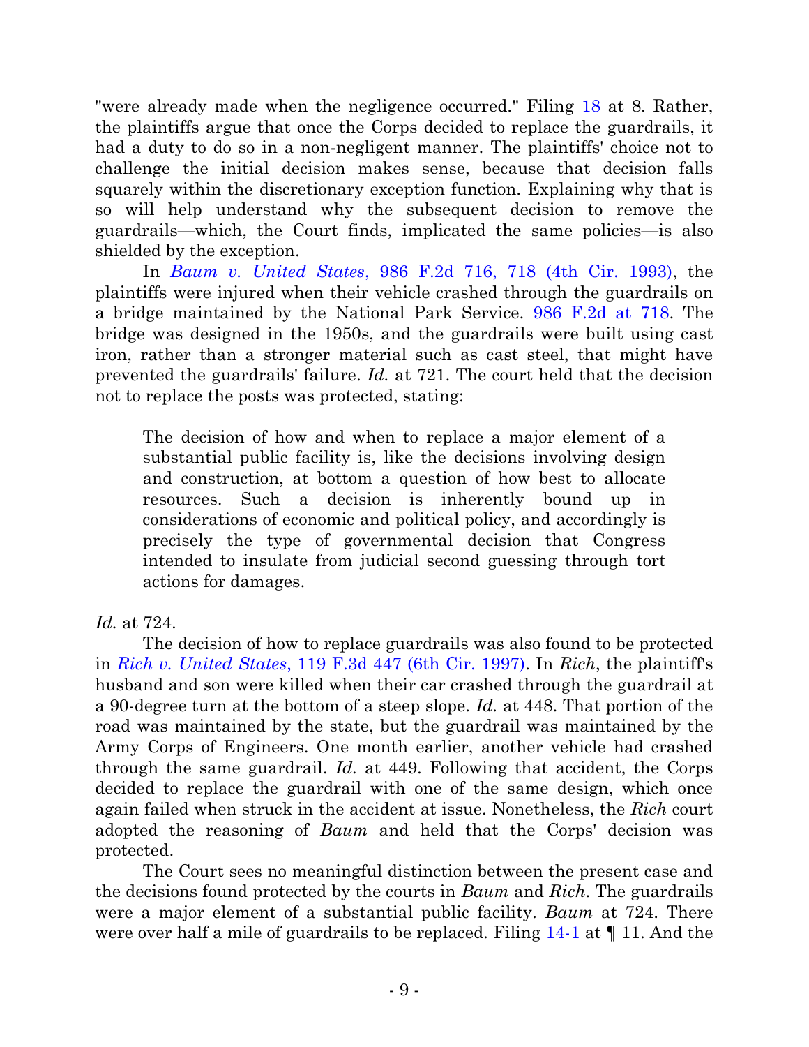"were already made when the negligence occurred." Filing 18 at 8. Rather, the plaintiffs argue that once the Corps decided to replace the guardrails, it had a duty to do so in a non-negligent manner. The plaintiffs' choice not to challenge the initial decision makes sense, because that decision falls squarely within the discretionary exception function. Explaining why that is so will help understand why the subsequent decision to remove the guardrails—which, the Court finds, implicated the same policies—is also shielded by the exception.

In *Baum v. United States*, 986 F.2d 716, 718 (4th Cir. 1993), the plaintiffs were injured when their vehicle crashed through the guardrails on a bridge maintained by the National Park Service. 986 F.2d at 718. The bridge was designed in the 1950s, and the guardrails were built using cast iron, rather than a stronger material such as cast steel, that might have prevented the guardrails' failure. *Id.* at 721. The court held that the decision not to replace the posts was protected, stating:

> The decision of how and when to replace a major element of a substantial public facility is, like the decisions involving design and construction, at bottom a question of how best to allocate resources. Such a decision is inherently bound up in considerations of economic and political policy, and accordingly is precisely the type of governmental decision that Congress intended to insulate from judicial second guessing through tort actions for damages.

*Id.* at 724.

The decision of how to replace guardrails was also found to be protected in *Rich v. United States*, 119 F.3d 447 (6th Cir. 1997). In *Rich*, the plaintiff's husband and son were killed when their car crashed through the guardrail at a 90-degree turn at the bottom of a steep slope. *Id.* at 448. That portion of the road was maintained by the state, but the guardrail was maintained by the Army Corps of Engineers. One month earlier, another vehicle had crashed through the same guardrail. *Id.* at 449. Following that accident, the Corps decided to replace the guardrail with one of the same design, which once again failed when struck in the accident at issue. Nonetheless, the *Rich* court adopted the reasoning of *Baum* and held that the Corps' decision was protected.

The Court sees no meaningful distinction between the present case and the decisions found protected by the courts in *Baum* and *Rich*. The guardrails were a major element of a substantial public facility. *Baum* at 724. There were over half a mile of guardrails to be replaced. Filing 14-1 at ¶ 11. And the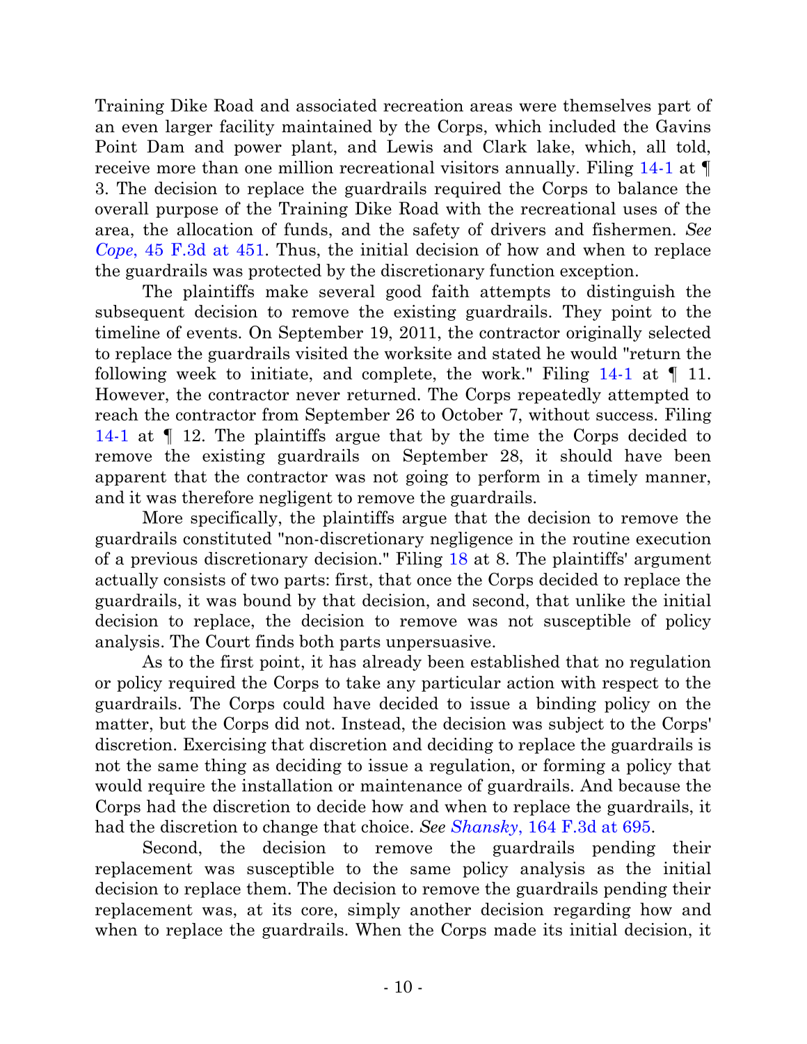Training Dike Road and associated recreation areas were themselves part of an even larger facility maintained by the Corps, which included the Gavins Point Dam and power plant, and Lewis and Clark lake, which, all told, receive more than one million recreational visitors annually. Filing 14-1 at ¶ 3. The decision to replace the guardrails required the Corps to balance the overall purpose of the Training Dike Road with the recreational uses of the area, the allocation of funds, and the safety of drivers and fishermen. *See Cope*, 45 F.3d at 451. Thus, the initial decision of how and when to replace the guardrails was protected by the discretionary function exception.

The plaintiffs make several good faith attempts to distinguish the subsequent decision to remove the existing guardrails. They point to the timeline of events. On September 19, 2011, the contractor originally selected to replace the guardrails visited the worksite and stated he would "return the following week to initiate, and complete, the work." Filing 14-1 at ¶ 11. However, the contractor never returned. The Corps repeatedly attempted to reach the contractor from September 26 to October 7, without success. Filing 14-1 at ¶ 12. The plaintiffs argue that by the time the Corps decided to remove the existing guardrails on September 28, it should have been apparent that the contractor was not going to perform in a timely manner, and it was therefore negligent to remove the guardrails.

More specifically, the plaintiffs argue that the decision to remove the guardrails constituted "non-discretionary negligence in the routine execution of a previous discretionary decision." Filing 18 at 8. The plaintiffs' argument actually consists of two parts: first, that once the Corps decided to replace the guardrails, it was bound by that decision, and second, that unlike the initial decision to replace, the decision to remove was not susceptible of policy analysis. The Court finds both parts unpersuasive.

As to the first point, it has already been established that no regulation or policy required the Corps to take any particular action with respect to the guardrails. The Corps could have decided to issue a binding policy on the matter, but the Corps did not. Instead, the decision was subject to the Corps' discretion. Exercising that discretion and deciding to replace the guardrails is not the same thing as deciding to issue a regulation, or forming a policy that would require the installation or maintenance of guardrails. And because the Corps had the discretion to decide how and when to replace the guardrails, it had the discretion to change that choice. *See Shansky*, 164 F.3d at 695.

Second, the decision to remove the guardrails pending their replacement was susceptible to the same policy analysis as the initial decision to replace them. The decision to remove the guardrails pending their replacement was, at its core, simply another decision regarding how and when to replace the guardrails. When the Corps made its initial decision, it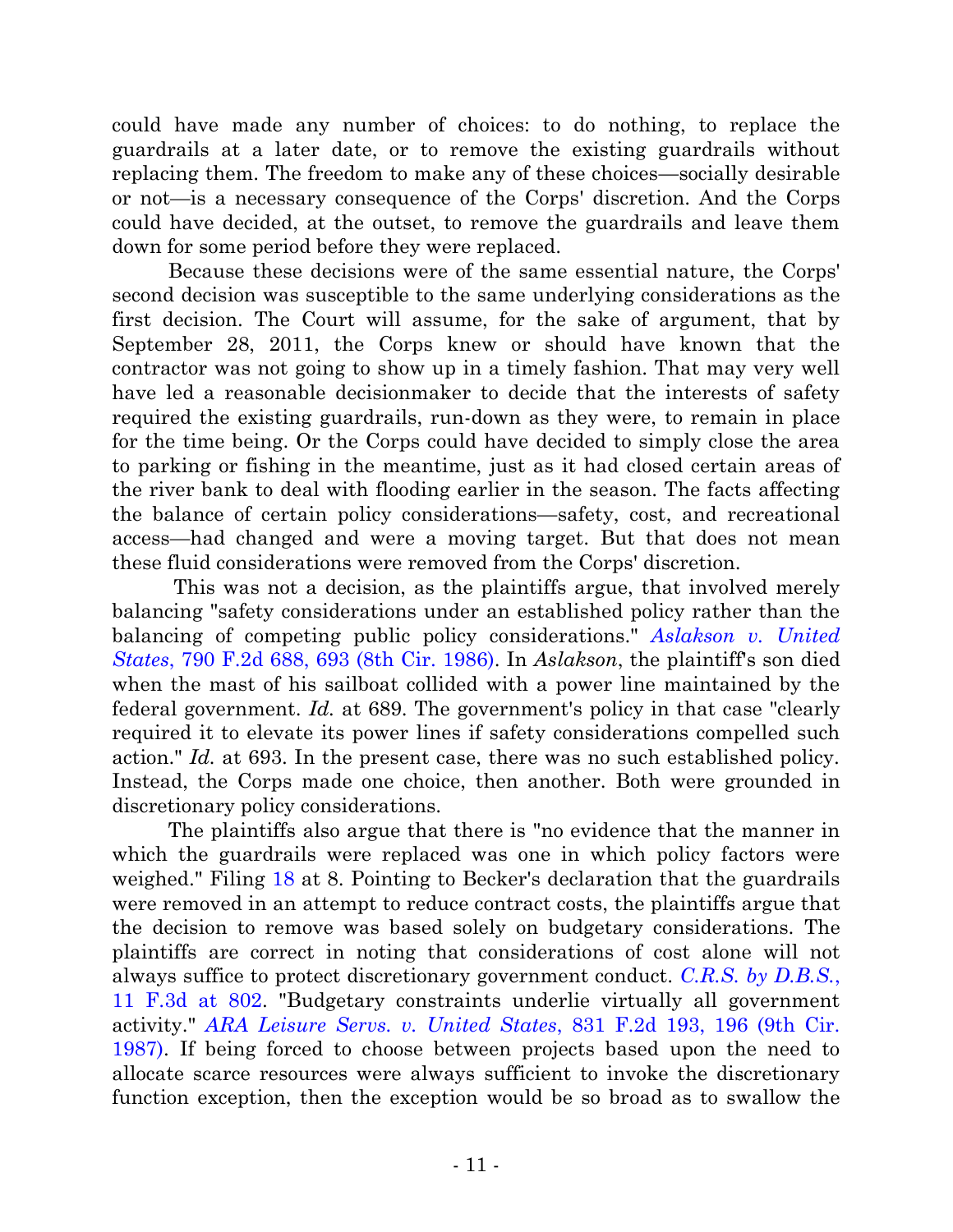could have made any number of choices: to do nothing, to replace the guardrails at a later date, or to remove the existing guardrails without replacing them. The freedom to make any of these choices—socially desirable or not—is a necessary consequence of the Corps' discretion. And the Corps could have decided, at the outset, to remove the guardrails and leave them down for some period before they were replaced.

Because these decisions were of the same essential nature, the Corps' second decision was susceptible to the same underlying considerations as the first decision. The Court will assume, for the sake of argument, that by September 28, 2011, the Corps knew or should have known that the contractor was not going to show up in a timely fashion. That may very well have led a reasonable decisionmaker to decide that the interests of safety required the existing guardrails, run-down as they were, to remain in place for the time being. Or the Corps could have decided to simply close the area to parking or fishing in the meantime, just as it had closed certain areas of the river bank to deal with flooding earlier in the season. The facts affecting the balance of certain policy considerations—safety, cost, and recreational access—had changed and were a moving target. But that does not mean these fluid considerations were removed from the Corps' discretion.

This was not a decision, as the plaintiffs argue, that involved merely balancing "safety considerations under an established policy rather than the balancing of competing public policy considerations." *Aslakson v. United States*, 790 F.2d 688, 693 (8th Cir. 1986). In *Aslakson*, the plaintiff's son died when the mast of his sailboat collided with a power line maintained by the federal government. *Id.* at 689. The government's policy in that case "clearly required it to elevate its power lines if safety considerations compelled such action." *Id.* at 693. In the present case, there was no such established policy. Instead, the Corps made one choice, then another. Both were grounded in discretionary policy considerations.

The plaintiffs also argue that there is "no evidence that the manner in which the guardrails were replaced was one in which policy factors were weighed." Filing 18 at 8. Pointing to Becker's declaration that the guardrails were removed in an attempt to reduce contract costs, the plaintiffs argue that the decision to remove was based solely on budgetary considerations. The plaintiffs are correct in noting that considerations of cost alone will not always suffice to protect discretionary government conduct. *C.R.S. by D.B.S.*, 11 F.3d at 802. "Budgetary constraints underlie virtually all government activity." *ARA Leisure Servs. v. United States*, 831 F.2d 193, 196 (9th Cir. 1987). If being forced to choose between projects based upon the need to allocate scarce resources were always sufficient to invoke the discretionary function exception, then the exception would be so broad as to swallow the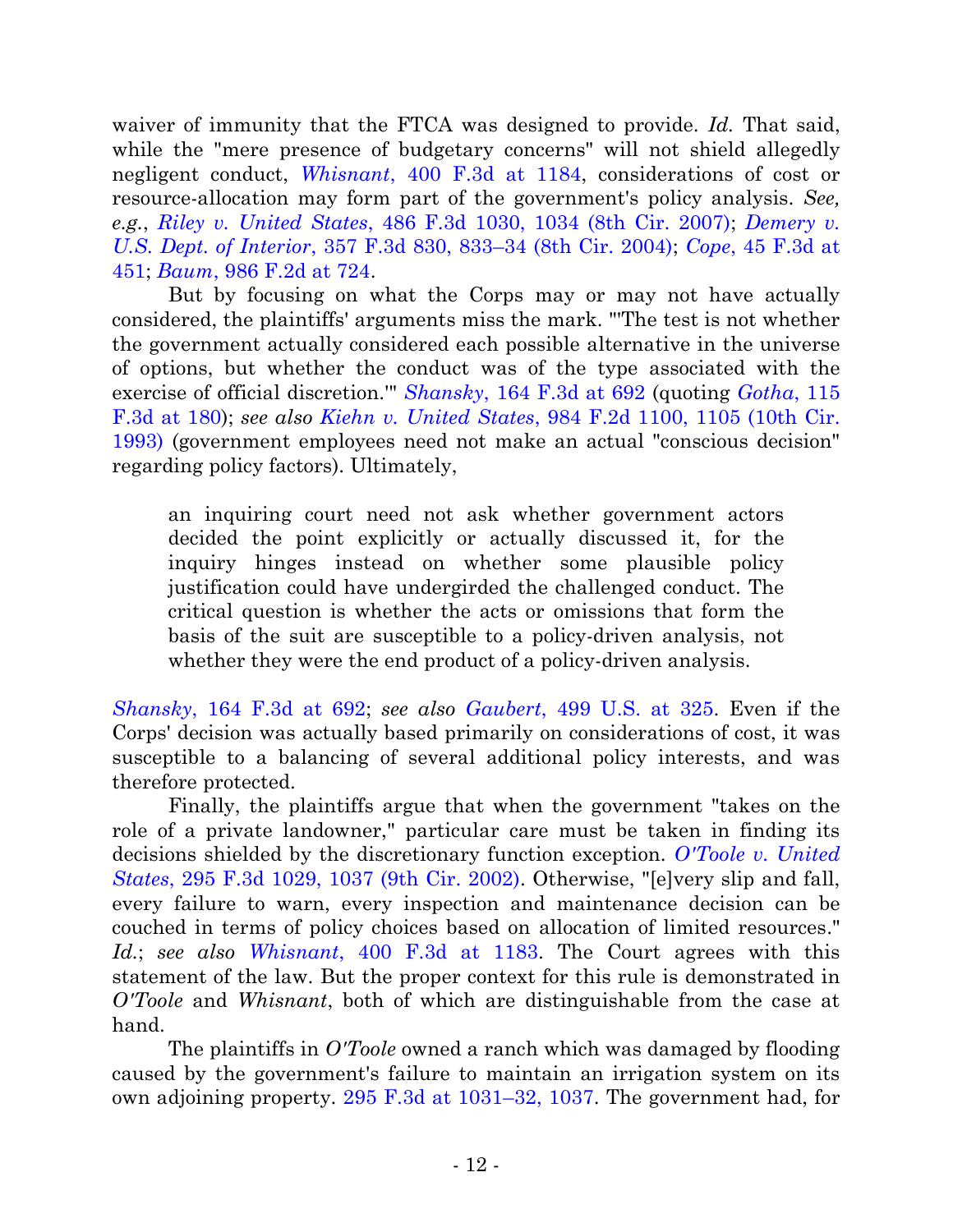waiver of immunity that the FTCA was designed to provide. *Id.* That said, while the "mere presence of budgetary concerns" will not shield allegedly negligent conduct, *Whisnant*, 400 F.3d at 1184, considerations of cost or resource-allocation may form part of the government's policy analysis. *See, e.g.*, *Riley v. United States*, 486 F.3d 1030, 1034 (8th Cir. 2007); *Demery v. U.S. Dept. of Interior*, 357 F.3d 830, 833–34 (8th Cir. 2004); *Cope*, 45 F.3d at 451; *Baum*, 986 F.2d at 724.

But by focusing on what the Corps may or may not have actually considered, the plaintiffs' arguments miss the mark. "'The test is not whether the government actually considered each possible alternative in the universe of options, but whether the conduct was of the type associated with the exercise of official discretion.'" *Shansky*, 164 F.3d at 692 (quoting *Gotha*, 115 F.3d at 180); *see also Kiehn v. United States*, 984 F.2d 1100, 1105 (10th Cir. 1993) (government employees need not make an actual "conscious decision" regarding policy factors). Ultimately,

> an inquiring court need not ask whether government actors decided the point explicitly or actually discussed it, for the inquiry hinges instead on whether some plausible policy justification could have undergirded the challenged conduct. The critical question is whether the acts or omissions that form the basis of the suit are susceptible to a policy-driven analysis, not whether they were the end product of a policy-driven analysis.

*Shansky*, 164 F.3d at 692; *see also Gaubert*, 499 U.S. at 325. Even if the Corps' decision was actually based primarily on considerations of cost, it was susceptible to a balancing of several additional policy interests, and was therefore protected.

Finally, the plaintiffs argue that when the government "takes on the role of a private landowner," particular care must be taken in finding its decisions shielded by the discretionary function exception. *O'Toole v. United States*, 295 F.3d 1029, 1037 (9th Cir. 2002). Otherwise, "[e]very slip and fall, every failure to warn, every inspection and maintenance decision can be couched in terms of policy choices based on allocation of limited resources." *Id.*; *see also Whisnant*, 400 F.3d at 1183. The Court agrees with this statement of the law. But the proper context for this rule is demonstrated in *O'Toole* and *Whisnant*, both of which are distinguishable from the case at hand.

The plaintiffs in *O'Toole* owned a ranch which was damaged by flooding caused by the government's failure to maintain an irrigation system on its own adjoining property. 295 F.3d at 1031–32, 1037. The government had, for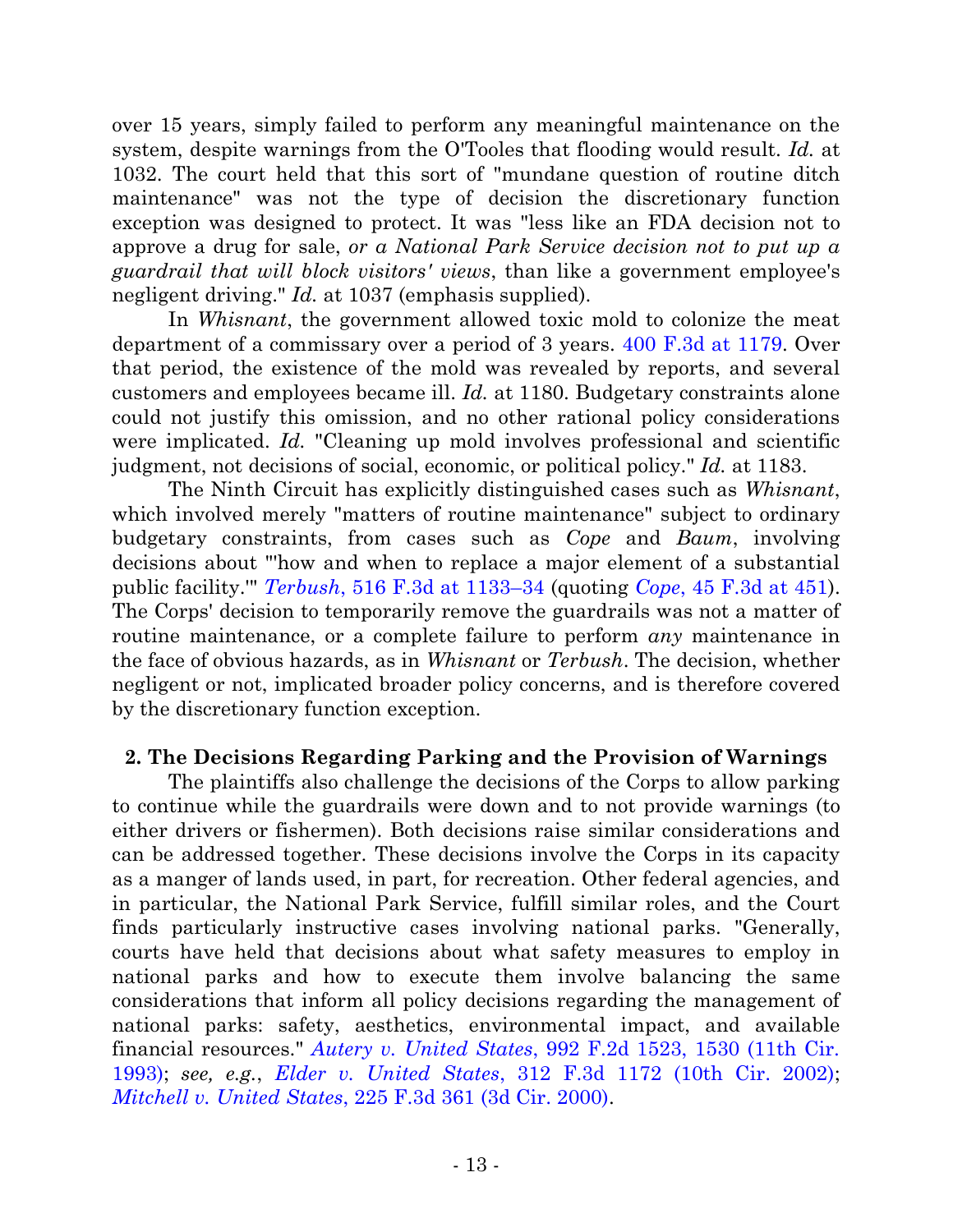over 15 years, simply failed to perform any meaningful maintenance on the system, despite warnings from the O'Tooles that flooding would result. *Id.* at 1032. The court held that this sort of "mundane question of routine ditch maintenance" was not the type of decision the discretionary function exception was designed to protect. It was "less like an FDA decision not to approve a drug for sale, *or a National Park Service decision not to put up a guardrail that will block visitors' views*, than like a government employee's negligent driving." *Id.* at 1037 (emphasis supplied).

In *Whisnant*, the government allowed toxic mold to colonize the meat department of a commissary over a period of 3 years. 400 F.3d at 1179. Over that period, the existence of the mold was revealed by reports, and several customers and employees became ill. *Id.* at 1180. Budgetary constraints alone could not justify this omission, and no other rational policy considerations were implicated. *Id.* "Cleaning up mold involves professional and scientific judgment, not decisions of social, economic, or political policy." *Id.* at 1183.

The Ninth Circuit has explicitly distinguished cases such as *Whisnant*, which involved merely "matters of routine maintenance" subject to ordinary budgetary constraints, from cases such as *Cope* and *Baum*, involving decisions about "'how and when to replace a major element of a substantial public facility.'" *Terbush*, 516 F.3d at 1133–34 (quoting *Cope*, 45 F.3d at 451). The Corps' decision to temporarily remove the guardrails was not a matter of routine maintenance, or a complete failure to perform *any* maintenance in the face of obvious hazards, as in *Whisnant* or *Terbush*. The decision, whether negligent or not, implicated broader policy concerns, and is therefore covered by the discretionary function exception.

**2. The Decisions Regarding Parking and the Provision of Warnings**

The plaintiffs also challenge the decisions of the Corps to allow parking to continue while the guardrails were down and to not provide warnings (to either drivers or fishermen). Both decisions raise similar considerations and can be addressed together. These decisions involve the Corps in its capacity as a manger of lands used, in part, for recreation. Other federal agencies, and in particular, the National Park Service, fulfill similar roles, and the Court finds particularly instructive cases involving national parks. "Generally, courts have held that decisions about what safety measures to employ in national parks and how to execute them involve balancing the same considerations that inform all policy decisions regarding the management of national parks: safety, aesthetics, environmental impact, and available financial resources." *Autery v. United States*, 992 F.2d 1523, 1530 (11th Cir. 1993); *see, e.g.*, *Elder v. United States*, 312 F.3d 1172 (10th Cir. 2002); *Mitchell v. United States*, 225 F.3d 361 (3d Cir. 2000).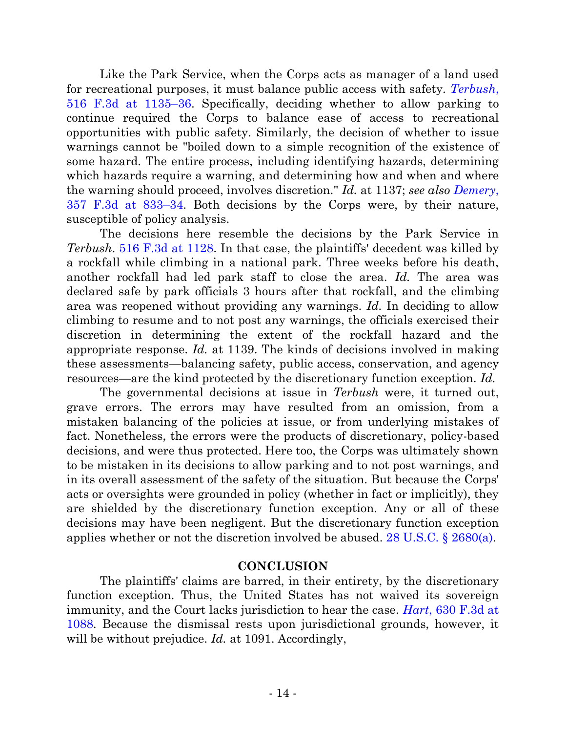Like the Park Service, when the Corps acts as manager of a land used for recreational purposes, it must balance public access with safety. *Terbush*, 516 F.3d at 1135–36. Specifically, deciding whether to allow parking to continue required the Corps to balance ease of access to recreational opportunities with public safety. Similarly, the decision of whether to issue warnings cannot be "boiled down to a simple recognition of the existence of some hazard. The entire process, including identifying hazards, determining which hazards require a warning, and determining how and when and where the warning should proceed, involves discretion." *Id.* at 1137; *see also Demery*, 357 F.3d at 833–34. Both decisions by the Corps were, by their nature, susceptible of policy analysis.

The decisions here resemble the decisions by the Park Service in *Terbush*. 516 F.3d at 1128. In that case, the plaintiffs' decedent was killed by a rockfall while climbing in a national park. Three weeks before his death, another rockfall had led park staff to close the area. *Id.* The area was declared safe by park officials 3 hours after that rockfall, and the climbing area was reopened without providing any warnings. *Id.* In deciding to allow climbing to resume and to not post any warnings, the officials exercised their discretion in determining the extent of the rockfall hazard and the appropriate response. *Id.* at 1139. The kinds of decisions involved in making these assessments—balancing safety, public access, conservation, and agency resources—are the kind protected by the discretionary function exception. *Id.*

The governmental decisions at issue in *Terbush* were, it turned out, grave errors. The errors may have resulted from an omission, from a mistaken balancing of the policies at issue, or from underlying mistakes of fact. Nonetheless, the errors were the products of discretionary, policy-based decisions, and were thus protected. Here too, the Corps was ultimately shown to be mistaken in its decisions to allow parking and to not post warnings, and in its overall assessment of the safety of the situation. But because the Corps' acts or oversights were grounded in policy (whether in fact or implicitly), they are shielded by the discretionary function exception. Any or all of these decisions may have been negligent. But the discretionary function exception applies whether or not the discretion involved be abused. 28 U.S.C. § 2680(a).

## CONCLUSION

The plaintiffs' claims are barred, in their entirety, by the discretionary function exception. Thus, the United States has not waived its sovereign immunity, and the Court lacks jurisdiction to hear the case. *Hart*, 630 F.3d at 1088. Because the dismissal rests upon jurisdictional grounds, however, it will be without prejudice. *Id.* at 1091. Accordingly,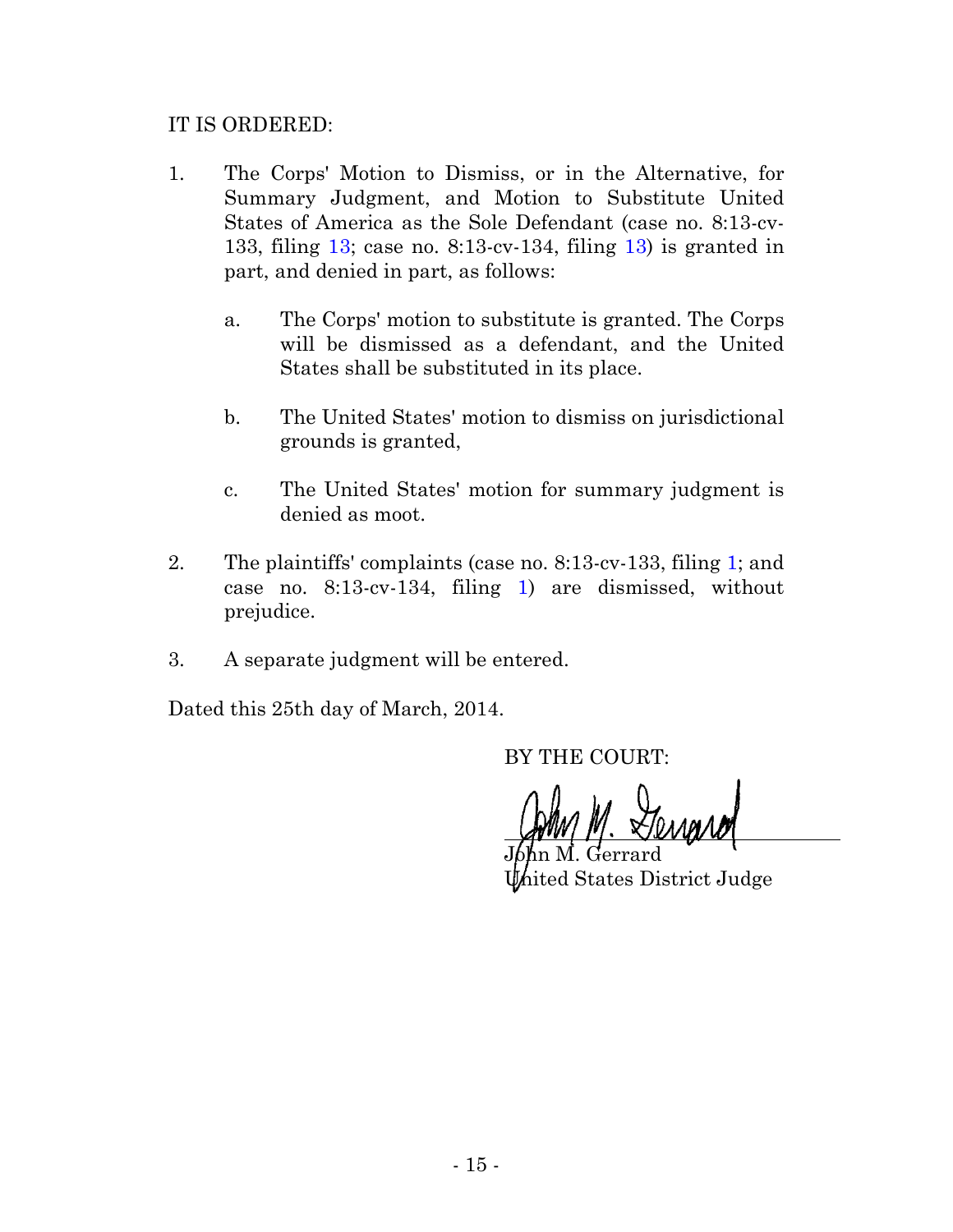IT IS ORDERED:

1. The Corps' Motion to Dismiss, or in the Alternative, for Summary Judgment, and Motion to Substitute United States of America as the Sole Defendant (case no. 8:13-cv-133, filing 13; case no. 8:13-cv-134, filing 13) is granted in part, and denied in part, as follows:

   a. The Corps' motion to substitute is granted. The Corps will be dismissed as a defendant, and the United States shall be substituted in its place.

   b. The United States' motion to dismiss on jurisdictional grounds is granted,

   c. The United States' motion for summary judgment is denied as moot.

2. The plaintiffs' complaints (case no. 8:13-cv-133, filing 1; and case no. 8:13-cv-134, filing 1) are dismissed, without prejudice.

3. A separate judgment will be entered.

Dated this 25th day of March, 2014.

BY THE COURT:

John M. Gerrard
United States District Judge